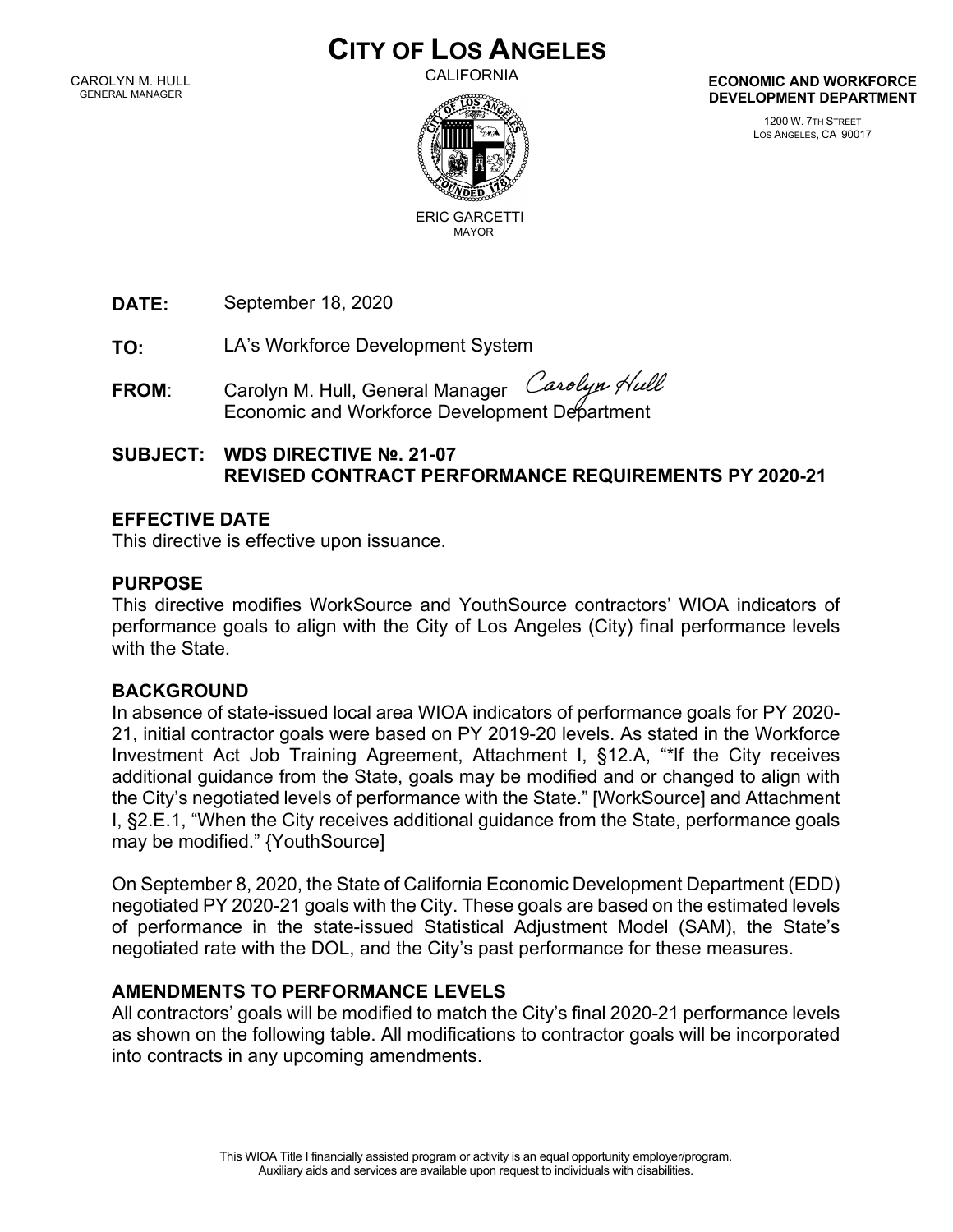# CITY OF LOS ANGELES

CALIFORNIA

CAROLYN M. HULL
GENERAL MANAGER

ERIC GARCETTI
MAYOR

**ECONOMIC AND WORKFORCE DEVELOPMENT DEPARTMENT**

1200 W. 7TH STREET
LOS ANGELES, CA 90017

**DATE:** September 18, 2020

**TO:** LA's Workforce Development System

**FROM**: Carolyn M. Hull, General Manager *Carolyn Hull*
Economic and Workforce Development Department

**SUBJECT: WDS DIRECTIVE №. 21-07**
**REVISED CONTRACT PERFORMANCE REQUIREMENTS PY 2020-21**

## EFFECTIVE DATE

This directive is effective upon issuance.

## PURPOSE

This directive modifies WorkSource and YouthSource contractors' WIOA indicators of performance goals to align with the City of Los Angeles (City) final performance levels with the State.

## BACKGROUND

In absence of state-issued local area WIOA indicators of performance goals for PY 2020-21, initial contractor goals were based on PY 2019-20 levels. As stated in the Workforce Investment Act Job Training Agreement, Attachment I, §12.A, "*If the City receives additional guidance from the State, goals may be modified and or changed to align with the City's negotiated levels of performance with the State." [WorkSource] and Attachment I, §2.E.1, "When the City receives additional guidance from the State, performance goals may be modified." {YouthSource]

On September 8, 2020, the State of California Economic Development Department (EDD) negotiated PY 2020-21 goals with the City. These goals are based on the estimated levels of performance in the state-issued Statistical Adjustment Model (SAM), the State's negotiated rate with the DOL, and the City's past performance for these measures.

## AMENDMENTS TO PERFORMANCE LEVELS

All contractors' goals will be modified to match the City's final 2020-21 performance levels as shown on the following table. All modifications to contractor goals will be incorporated into contracts in any upcoming amendments.

This WIOA Title I financially assisted program or activity is an equal opportunity employer/program. Auxiliary aids and services are available upon request to individuals with disabilities.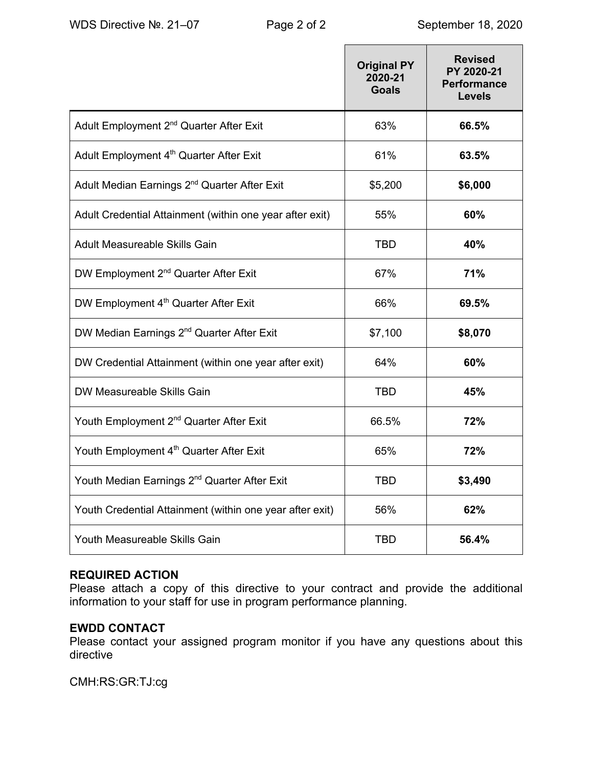| | Original PY 2020-21 Goals | Revised PY 2020-21 Performance Levels |
|---|---|---|
| Adult Employment 2nd Quarter After Exit | 63% | **66.5%** |
| Adult Employment 4th Quarter After Exit | 61% | **63.5%** |
| Adult Median Earnings 2nd Quarter After Exit | $5,200 | **$6,000** |
| Adult Credential Attainment (within one year after exit) | 55% | **60%** |
| Adult Measureable Skills Gain | TBD | **40%** |
| DW Employment 2nd Quarter After Exit | 67% | **71%** |
| DW Employment 4th Quarter After Exit | 66% | **69.5%** |
| DW Median Earnings 2nd Quarter After Exit | $7,100 | **$8,070** |
| DW Credential Attainment (within one year after exit) | 64% | **60%** |
| DW Measureable Skills Gain | TBD | **45%** |
| Youth Employment 2nd Quarter After Exit | 66.5% | **72%** |
| Youth Employment 4th Quarter After Exit | 65% | **72%** |
| Youth Median Earnings 2nd Quarter After Exit | TBD | **$3,490** |
| Youth Credential Attainment (within one year after exit) | 56% | **62%** |
| Youth Measureable Skills Gain | TBD | **56.4%** |

**REQUIRED ACTION**
Please attach a copy of this directive to your contract and provide the additional information to your staff for use in program performance planning.

**EWDD CONTACT**
Please contact your assigned program monitor if you have any questions about this directive

CMH:RS:GR:TJ:cg